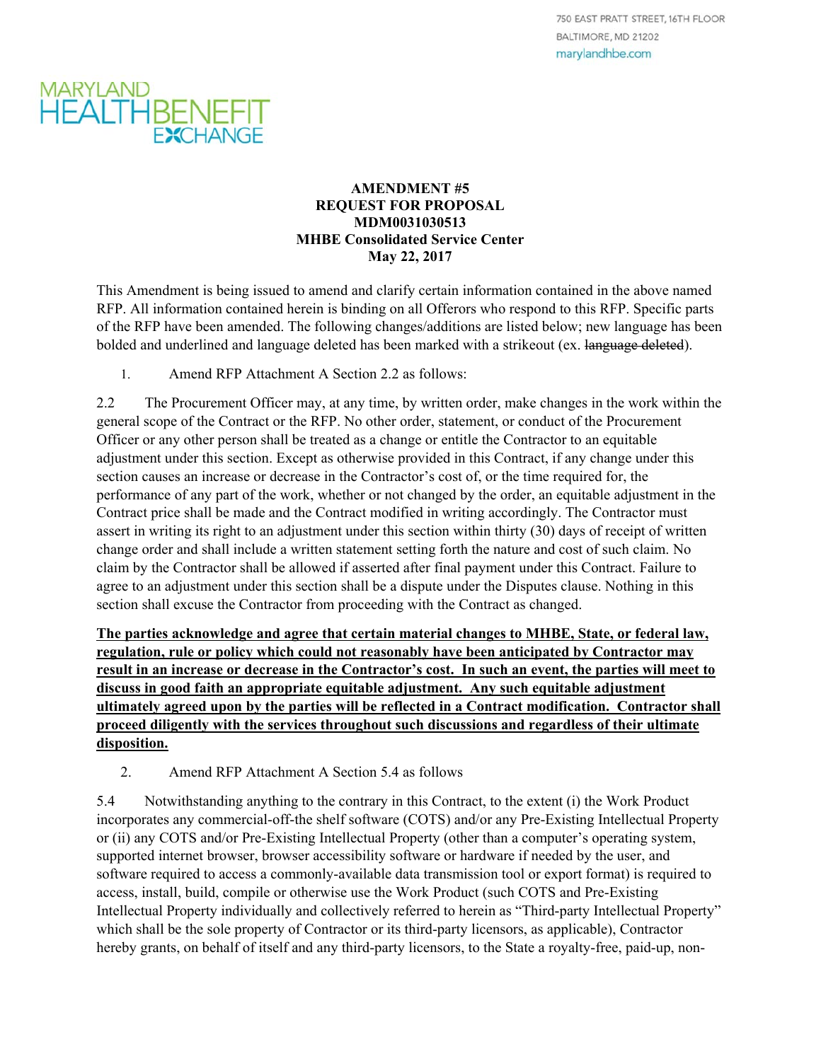750 EAST PRATT STREET, 16TH FLOOR
BALTIMORE, MD 21202
marylandhbe.com

MARYLAND HEALTH BENEFIT EXCHANGE

**AMENDMENT #5**
**REQUEST FOR PROPOSAL**
**MDM0031030513**
**MHBE Consolidated Service Center**
**May 22, 2017**

This Amendment is being issued to amend and clarify certain information contained in the above named RFP. All information contained herein is binding on all Offerors who respond to this RFP. Specific parts of the RFP have been amended. The following changes/additions are listed below; new language has been bolded and underlined and language deleted has been marked with a strikeout (ex. ~~language deleted~~).

1. Amend RFP Attachment A Section 2.2 as follows:

2.2 The Procurement Officer may, at any time, by written order, make changes in the work within the general scope of the Contract or the RFP. No other order, statement, or conduct of the Procurement Officer or any other person shall be treated as a change or entitle the Contractor to an equitable adjustment under this section. Except as otherwise provided in this Contract, if any change under this section causes an increase or decrease in the Contractor's cost of, or the time required for, the performance of any part of the work, whether or not changed by the order, an equitable adjustment in the Contract price shall be made and the Contract modified in writing accordingly. The Contractor must assert in writing its right to an adjustment under this section within thirty (30) days of receipt of written change order and shall include a written statement setting forth the nature and cost of such claim. No claim by the Contractor shall be allowed if asserted after final payment under this Contract. Failure to agree to an adjustment under this section shall be a dispute under the Disputes clause. Nothing in this section shall excuse the Contractor from proceeding with the Contract as changed.

<u>**The parties acknowledge and agree that certain material changes to MHBE, State, or federal law, regulation, rule or policy which could not reasonably have been anticipated by Contractor may result in an increase or decrease in the Contractor's cost. In such an event, the parties will meet to discuss in good faith an appropriate equitable adjustment. Any such equitable adjustment ultimately agreed upon by the parties will be reflected in a Contract modification. Contractor shall proceed diligently with the services throughout such discussions and regardless of their ultimate disposition.**</u>

2. Amend RFP Attachment A Section 5.4 as follows

5.4 Notwithstanding anything to the contrary in this Contract, to the extent (i) the Work Product incorporates any commercial-off-the shelf software (COTS) and/or any Pre-Existing Intellectual Property or (ii) any COTS and/or Pre-Existing Intellectual Property (other than a computer's operating system, supported internet browser, browser accessibility software or hardware if needed by the user, and software required to access a commonly-available data transmission tool or export format) is required to access, install, build, compile or otherwise use the Work Product (such COTS and Pre-Existing Intellectual Property individually and collectively referred to herein as "Third-party Intellectual Property" which shall be the sole property of Contractor or its third-party licensors, as applicable), Contractor hereby grants, on behalf of itself and any third-party licensors, to the State a royalty-free, paid-up, non-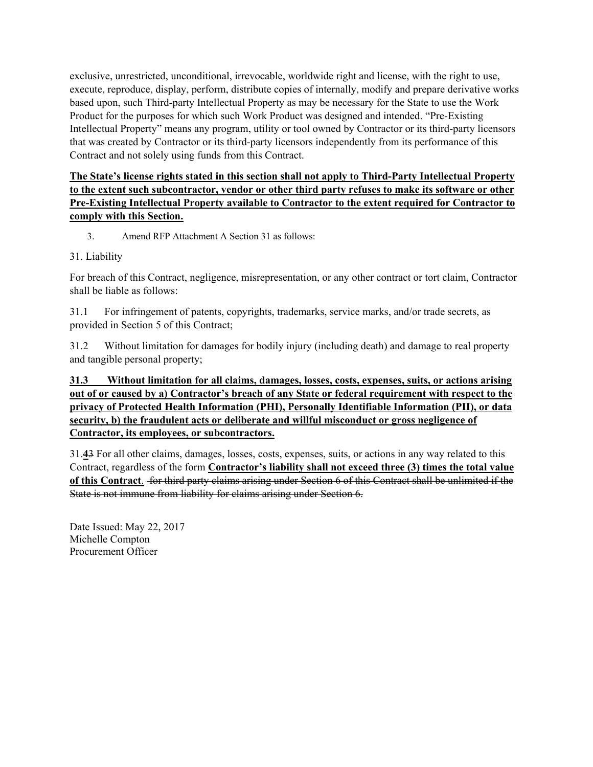exclusive, unrestricted, unconditional, irrevocable, worldwide right and license, with the right to use, execute, reproduce, display, perform, distribute copies of internally, modify and prepare derivative works based upon, such Third-party Intellectual Property as may be necessary for the State to use the Work Product for the purposes for which such Work Product was designed and intended. "Pre-Existing Intellectual Property" means any program, utility or tool owned by Contractor or its third-party licensors that was created by Contractor or its third-party licensors independently from its performance of this Contract and not solely using funds from this Contract.

<u>**The State's license rights stated in this section shall not apply to Third-Party Intellectual Property to the extent such subcontractor, vendor or other third party refuses to make its software or other Pre-Existing Intellectual Property available to Contractor to the extent required for Contractor to comply with this Section.**</u>

3. Amend RFP Attachment A Section 31 as follows:

31. Liability

For breach of this Contract, negligence, misrepresentation, or any other contract or tort claim, Contractor shall be liable as follows:

31.1 For infringement of patents, copyrights, trademarks, service marks, and/or trade secrets, as provided in Section 5 of this Contract;

31.2 Without limitation for damages for bodily injury (including death) and damage to real property and tangible personal property;

<u>**31.3 Without limitation for all claims, damages, losses, costs, expenses, suits, or actions arising out of or caused by a) Contractor's breach of any State or federal requirement with respect to the privacy of Protected Health Information (PHI), Personally Identifiable Information (PII), or data security, b) the fraudulent acts or deliberate and willful misconduct or gross negligence of Contractor, its employees, or subcontractors.**</u>

31.<u>**4**</u>~~3~~ For all other claims, damages, losses, costs, expenses, suits, or actions in any way related to this Contract, regardless of the form <u>**Contractor's liability shall not exceed three (3) times the total value of this Contract**</u>. ~~for third party claims arising under Section 6 of this Contract shall be unlimited if the State is not immune from liability for claims arising under Section 6.~~

Date Issued: May 22, 2017
Michelle Compton
Procurement Officer